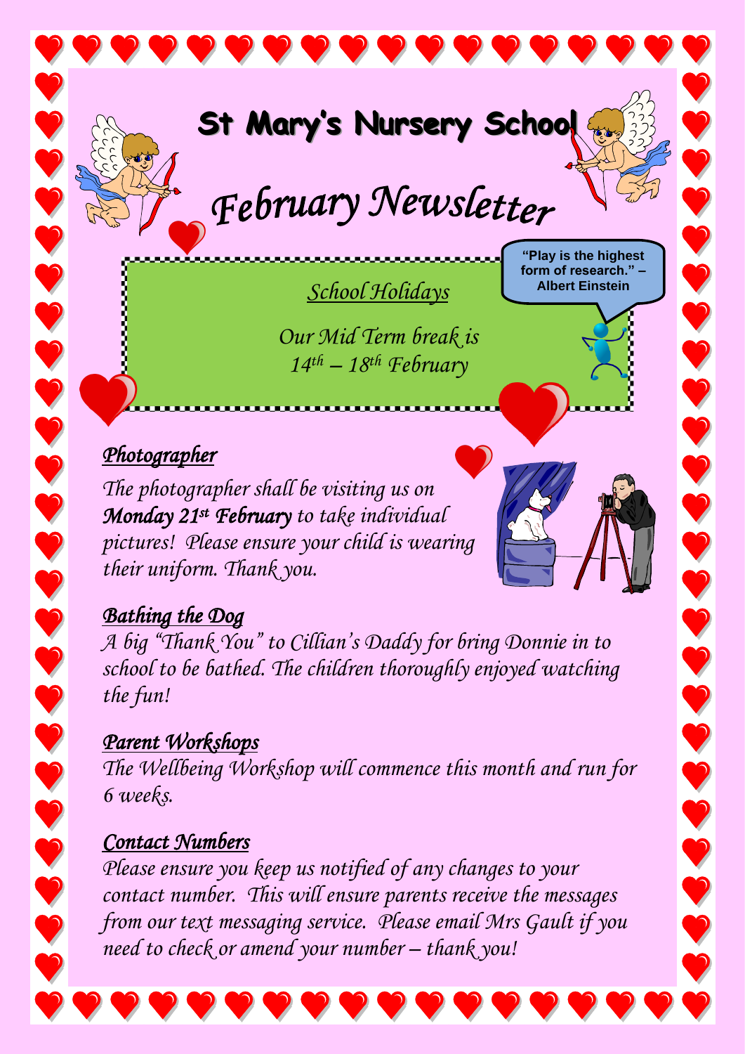# St Mary's Nursery School

## February Newsletter

### School Holidays

*Our Mid Term break is 14th – 18th February*

"Play is the highest form of research." – Albert Einstein

### Photographer

*The photographer shall be visiting us on **Monday 21st February** to take individual pictures! Please ensure your child is wearing their uniform. Thank you.*

### Bathing the Dog

*A big "Thank You" to Cillian's Daddy for bring Donnie in to school to be bathed. The children thoroughly enjoyed watching the fun!*

### Parent Workshops

*The Wellbeing Workshop will commence this month and run for 6 weeks.*

### Contact Numbers

*Please ensure you keep us notified of any changes to your contact number. This will ensure parents receive the messages from our text messaging service. Please email Mrs Gault if you need to check or amend your number – thank you!*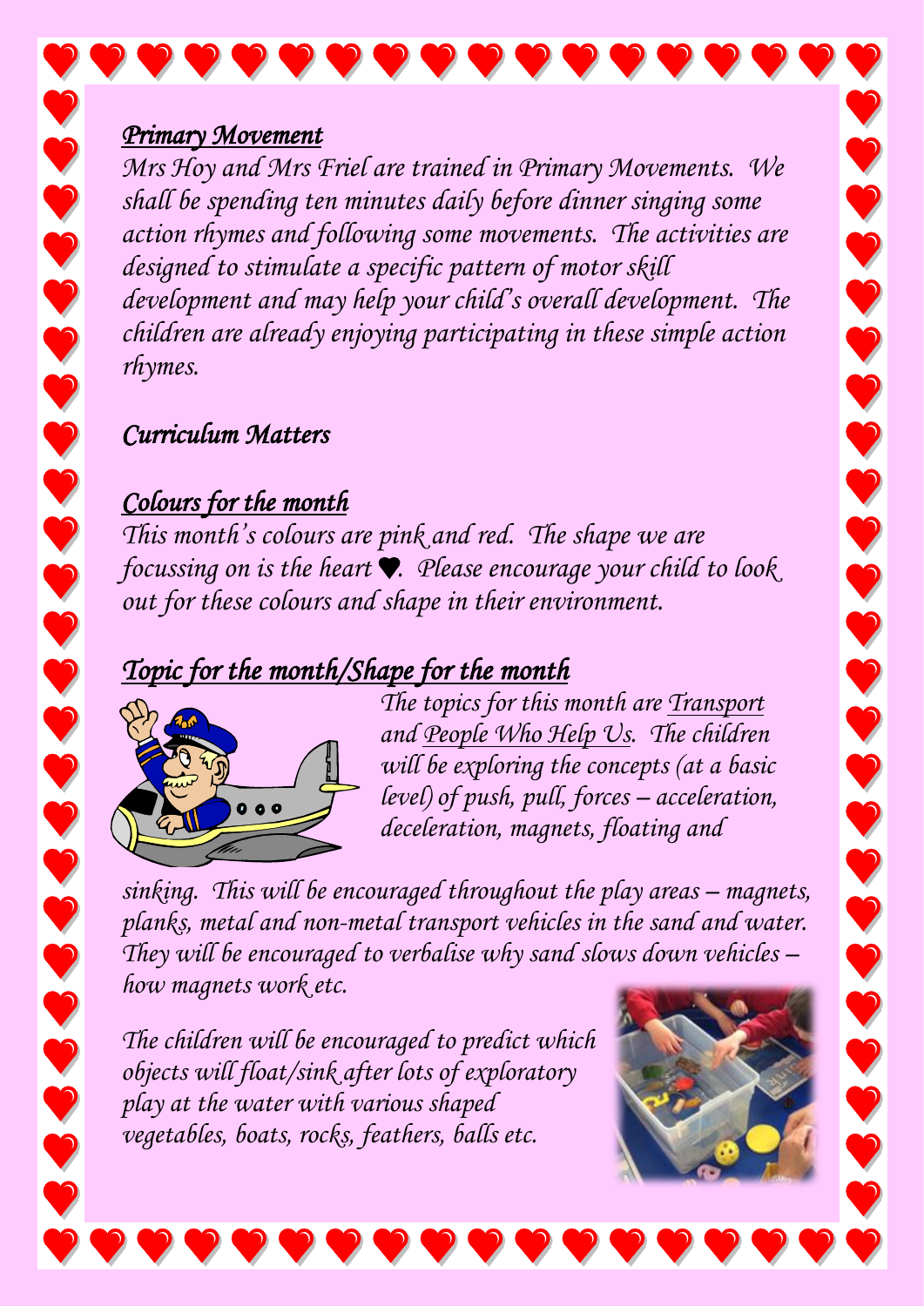## *Primary Movement*

*Mrs Hoy and Mrs Friel are trained in Primary Movements. We shall be spending ten minutes daily before dinner singing some action rhymes and following some movements. The activities are designed to stimulate a specific pattern of motor skill development and may help your child's overall development. The children are already enjoying participating in these simple action rhymes.*

## *Curriculum Matters*

### *Colours for the month*

*This month's colours are pink and red. The shape we are focussing on is the heart ♥. Please encourage your child to look out for these colours and shape in their environment.*

### *Topic for the month/Shape for the month*

*The topics for this month are Transport and People Who Help Us. The children will be exploring the concepts (at a basic level) of push, pull, forces – acceleration, deceleration, magnets, floating and sinking. This will be encouraged throughout the play areas – magnets, planks, metal and non-metal transport vehicles in the sand and water. They will be encouraged to verbalise why sand slows down vehicles – how magnets work etc.*

*The children will be encouraged to predict which objects will float/sink after lots of exploratory play at the water with various shaped vegetables, boats, rocks, feathers, balls etc.*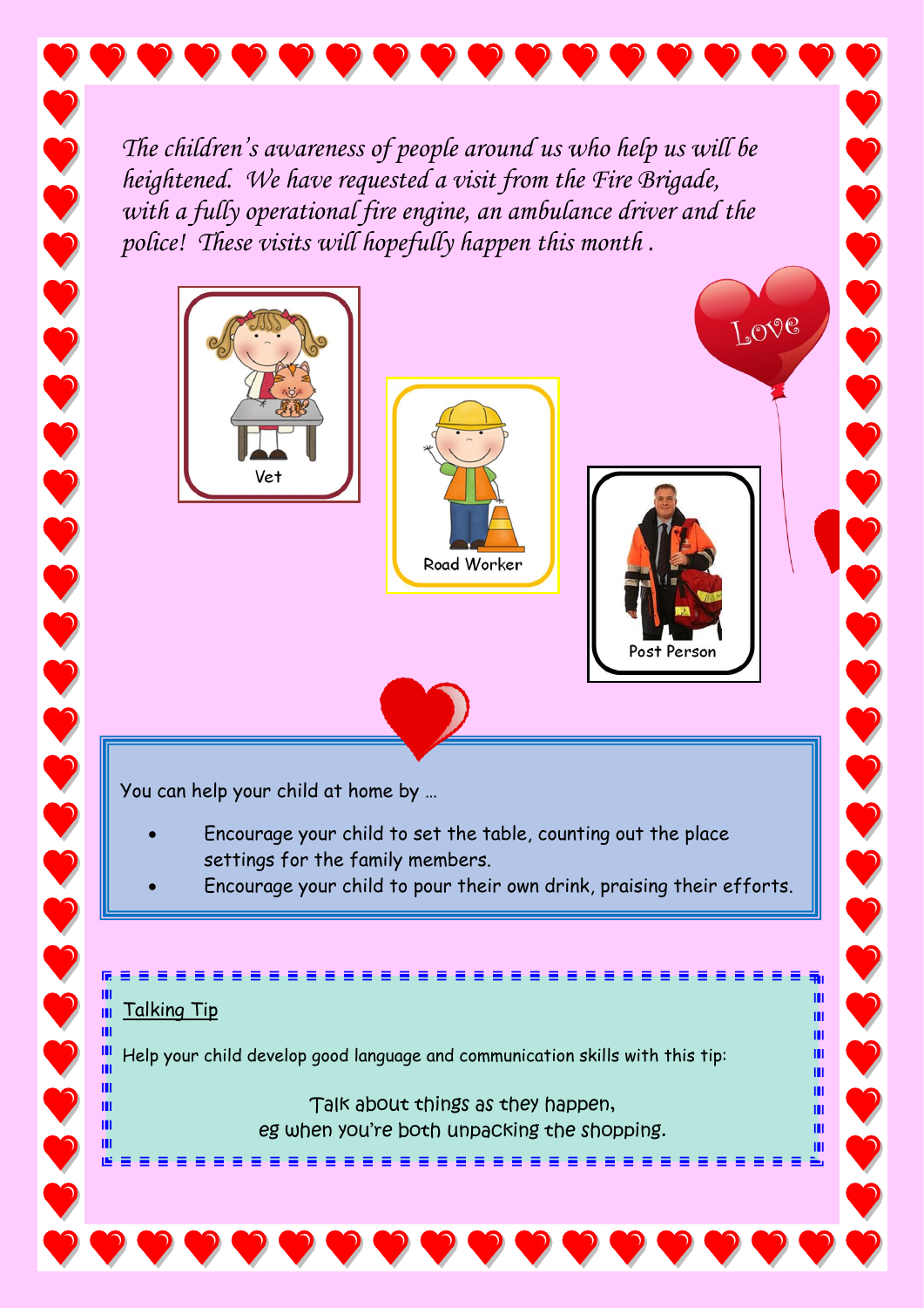*The children's awareness of people around us who help us will be heightened. We have requested a visit from the Fire Brigade, with a fully operational fire engine, an ambulance driver and the police! These visits will hopefully happen this month .*

Vet

Road Worker

Post Person

You can help your child at home by …

- Encourage your child to set the table, counting out the place settings for the family members.
- Encourage your child to pour their own drink, praising their efforts.

Talking Tip

Help your child develop good language and communication skills with this tip:

Talk about things as they happen,
eg when you're both unpacking the shopping.